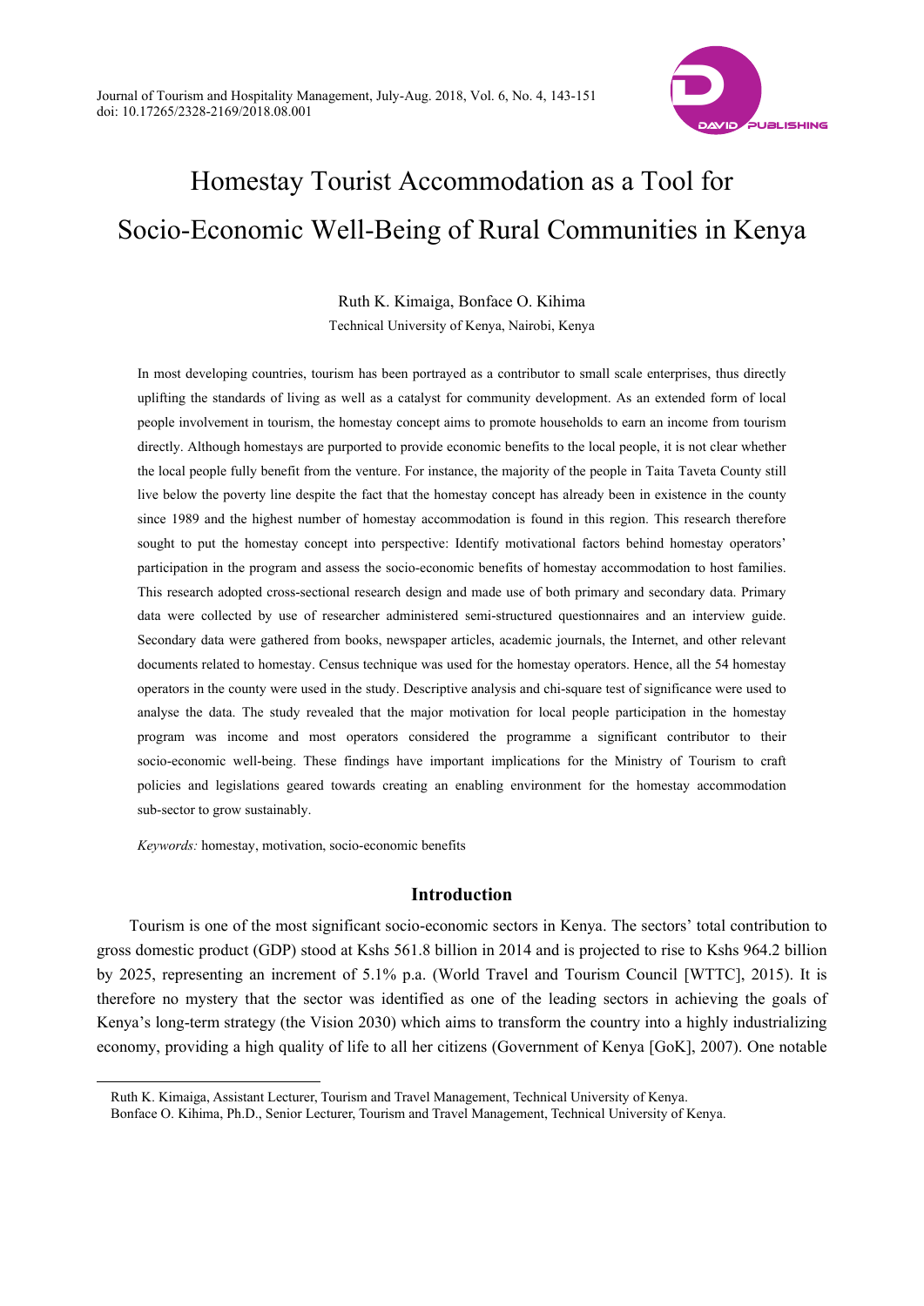# Homestay Tourist Accommodation as a Tool for Socio-Economic Well-Being of Rural Communities in Kenya

Ruth K. Kimaiga, Bonface O. Kihima

Technical University of Kenya, Nairobi, Kenya

In most developing countries, tourism has been portrayed as a contributor to small scale enterprises, thus directly uplifting the standards of living as well as a catalyst for community development. As an extended form of local people involvement in tourism, the homestay concept aims to promote households to earn an income from tourism directly. Although homestays are purported to provide economic benefits to the local people, it is not clear whether the local people fully benefit from the venture. For instance, the majority of the people in Taita Taveta County still live below the poverty line despite the fact that the homestay concept has already been in existence in the county since 1989 and the highest number of homestay accommodation is found in this region. This research therefore sought to put the homestay concept into perspective: Identify motivational factors behind homestay operators' participation in the program and assess the socio-economic benefits of homestay accommodation to host families. This research adopted cross-sectional research design and made use of both primary and secondary data. Primary data were collected by use of researcher administered semi-structured questionnaires and an interview guide. Secondary data were gathered from books, newspaper articles, academic journals, the Internet, and other relevant documents related to homestay. Census technique was used for the homestay operators. Hence, all the 54 homestay operators in the county were used in the study. Descriptive analysis and chi-square test of significance were used to analyse the data. The study revealed that the major motivation for local people participation in the homestay program was income and most operators considered the programme a significant contributor to their socio-economic well-being. These findings have important implications for the Ministry of Tourism to craft policies and legislations geared towards creating an enabling environment for the homestay accommodation sub-sector to grow sustainably.

*Keywords:* homestay, motivation, socio-economic benefits

## Introduction

Tourism is one of the most significant socio-economic sectors in Kenya. The sectors' total contribution to gross domestic product (GDP) stood at Kshs 561.8 billion in 2014 and is projected to rise to Kshs 964.2 billion by 2025, representing an increment of 5.1% p.a. (World Travel and Tourism Council [WTTC], 2015). It is therefore no mystery that the sector was identified as one of the leading sectors in achieving the goals of Kenya's long-term strategy (the Vision 2030) which aims to transform the country into a highly industrializing economy, providing a high quality of life to all her citizens (Government of Kenya [GoK], 2007). One notable

---

Ruth K. Kimaiga, Assistant Lecturer, Tourism and Travel Management, Technical University of Kenya.
Bonface O. Kihima, Ph.D., Senior Lecturer, Tourism and Travel Management, Technical University of Kenya.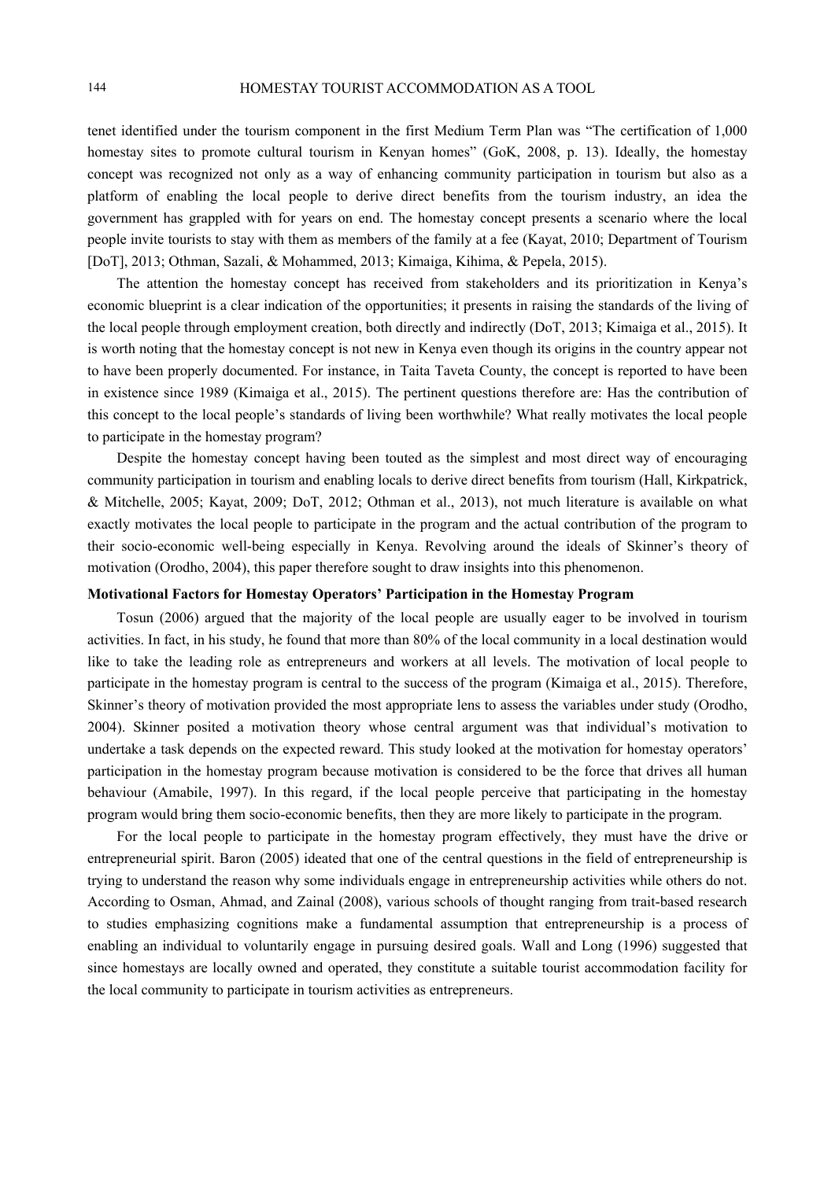tenet identified under the tourism component in the first Medium Term Plan was "The certification of 1,000 homestay sites to promote cultural tourism in Kenyan homes" (GoK, 2008, p. 13). Ideally, the homestay concept was recognized not only as a way of enhancing community participation in tourism but also as a platform of enabling the local people to derive direct benefits from the tourism industry, an idea the government has grappled with for years on end. The homestay concept presents a scenario where the local people invite tourists to stay with them as members of the family at a fee (Kayat, 2010; Department of Tourism [DoT], 2013; Othman, Sazali, & Mohammed, 2013; Kimaiga, Kihima, & Pepela, 2015).

The attention the homestay concept has received from stakeholders and its prioritization in Kenya's economic blueprint is a clear indication of the opportunities; it presents in raising the standards of the living of the local people through employment creation, both directly and indirectly (DoT, 2013; Kimaiga et al., 2015). It is worth noting that the homestay concept is not new in Kenya even though its origins in the country appear not to have been properly documented. For instance, in Taita Taveta County, the concept is reported to have been in existence since 1989 (Kimaiga et al., 2015). The pertinent questions therefore are: Has the contribution of this concept to the local people's standards of living been worthwhile? What really motivates the local people to participate in the homestay program?

Despite the homestay concept having been touted as the simplest and most direct way of encouraging community participation in tourism and enabling locals to derive direct benefits from tourism (Hall, Kirkpatrick, & Mitchelle, 2005; Kayat, 2009; DoT, 2012; Othman et al., 2013), not much literature is available on what exactly motivates the local people to participate in the program and the actual contribution of the program to their socio-economic well-being especially in Kenya. Revolving around the ideals of Skinner's theory of motivation (Orodho, 2004), this paper therefore sought to draw insights into this phenomenon.

### Motivational Factors for Homestay Operators' Participation in the Homestay Program

Tosun (2006) argued that the majority of the local people are usually eager to be involved in tourism activities. In fact, in his study, he found that more than 80% of the local community in a local destination would like to take the leading role as entrepreneurs and workers at all levels. The motivation of local people to participate in the homestay program is central to the success of the program (Kimaiga et al., 2015). Therefore, Skinner's theory of motivation provided the most appropriate lens to assess the variables under study (Orodho, 2004). Skinner posited a motivation theory whose central argument was that individual's motivation to undertake a task depends on the expected reward. This study looked at the motivation for homestay operators' participation in the homestay program because motivation is considered to be the force that drives all human behaviour (Amabile, 1997). In this regard, if the local people perceive that participating in the homestay program would bring them socio-economic benefits, then they are more likely to participate in the program.

For the local people to participate in the homestay program effectively, they must have the drive or entrepreneurial spirit. Baron (2005) ideated that one of the central questions in the field of entrepreneurship is trying to understand the reason why some individuals engage in entrepreneurship activities while others do not. According to Osman, Ahmad, and Zainal (2008), various schools of thought ranging from trait-based research to studies emphasizing cognitions make a fundamental assumption that entrepreneurship is a process of enabling an individual to voluntarily engage in pursuing desired goals. Wall and Long (1996) suggested that since homestays are locally owned and operated, they constitute a suitable tourist accommodation facility for the local community to participate in tourism activities as entrepreneurs.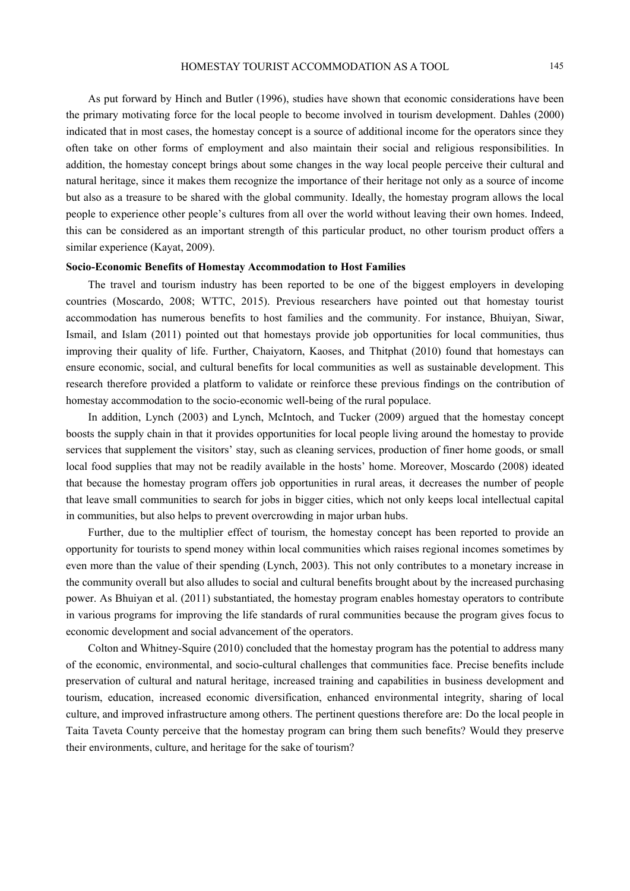As put forward by Hinch and Butler (1996), studies have shown that economic considerations have been the primary motivating force for the local people to become involved in tourism development. Dahles (2000) indicated that in most cases, the homestay concept is a source of additional income for the operators since they often take on other forms of employment and also maintain their social and religious responsibilities. In addition, the homestay concept brings about some changes in the way local people perceive their cultural and natural heritage, since it makes them recognize the importance of their heritage not only as a source of income but also as a treasure to be shared with the global community. Ideally, the homestay program allows the local people to experience other people's cultures from all over the world without leaving their own homes. Indeed, this can be considered as an important strength of this particular product, no other tourism product offers a similar experience (Kayat, 2009).

**Socio-Economic Benefits of Homestay Accommodation to Host Families**

The travel and tourism industry has been reported to be one of the biggest employers in developing countries (Moscardo, 2008; WTTC, 2015). Previous researchers have pointed out that homestay tourist accommodation has numerous benefits to host families and the community. For instance, Bhuiyan, Siwar, Ismail, and Islam (2011) pointed out that homestays provide job opportunities for local communities, thus improving their quality of life. Further, Chaiyatorn, Kaoses, and Thitphat (2010) found that homestays can ensure economic, social, and cultural benefits for local communities as well as sustainable development. This research therefore provided a platform to validate or reinforce these previous findings on the contribution of homestay accommodation to the socio-economic well-being of the rural populace.

In addition, Lynch (2003) and Lynch, McIntoch, and Tucker (2009) argued that the homestay concept boosts the supply chain in that it provides opportunities for local people living around the homestay to provide services that supplement the visitors' stay, such as cleaning services, production of finer home goods, or small local food supplies that may not be readily available in the hosts' home. Moreover, Moscardo (2008) ideated that because the homestay program offers job opportunities in rural areas, it decreases the number of people that leave small communities to search for jobs in bigger cities, which not only keeps local intellectual capital in communities, but also helps to prevent overcrowding in major urban hubs.

Further, due to the multiplier effect of tourism, the homestay concept has been reported to provide an opportunity for tourists to spend money within local communities which raises regional incomes sometimes by even more than the value of their spending (Lynch, 2003). This not only contributes to a monetary increase in the community overall but also alludes to social and cultural benefits brought about by the increased purchasing power. As Bhuiyan et al. (2011) substantiated, the homestay program enables homestay operators to contribute in various programs for improving the life standards of rural communities because the program gives focus to economic development and social advancement of the operators.

Colton and Whitney-Squire (2010) concluded that the homestay program has the potential to address many of the economic, environmental, and socio-cultural challenges that communities face. Precise benefits include preservation of cultural and natural heritage, increased training and capabilities in business development and tourism, education, increased economic diversification, enhanced environmental integrity, sharing of local culture, and improved infrastructure among others. The pertinent questions therefore are: Do the local people in Taita Taveta County perceive that the homestay program can bring them such benefits? Would they preserve their environments, culture, and heritage for the sake of tourism?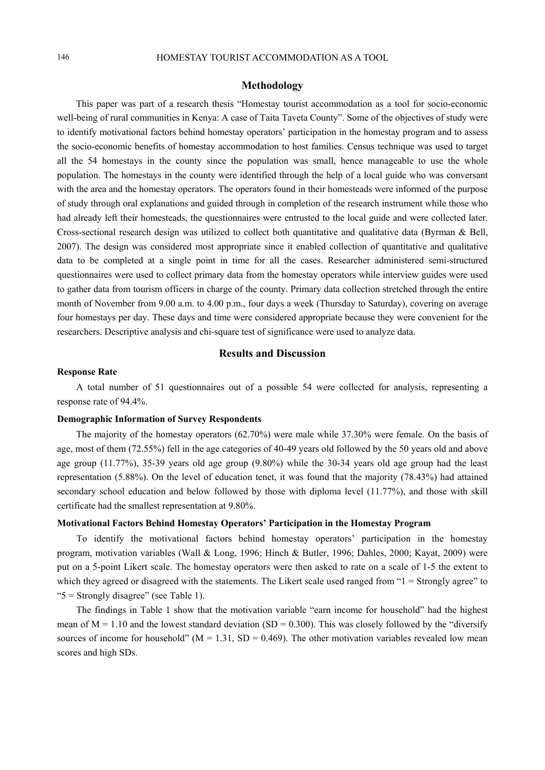## Methodology

This paper was part of a research thesis "Homestay tourist accommodation as a tool for socio-economic well-being of rural communities in Kenya: A case of Taita Taveta County". Some of the objectives of study were to identify motivational factors behind homestay operators' participation in the homestay program and to assess the socio-economic benefits of homestay accommodation to host families. Census technique was used to target all the 54 homestays in the county since the population was small, hence manageable to use the whole population. The homestays in the county were identified through the help of a local guide who was conversant with the area and the homestay operators. The operators found in their homesteads were informed of the purpose of study through oral explanations and guided through in completion of the research instrument while those who had already left their homesteads, the questionnaires were entrusted to the local guide and were collected later. Cross-sectional research design was utilized to collect both quantitative and qualitative data (Byrman & Bell, 2007). The design was considered most appropriate since it enabled collection of quantitative and qualitative data to be completed at a single point in time for all the cases. Researcher administered semi-structured questionnaires were used to collect primary data from the homestay operators while interview guides were used to gather data from tourism officers in charge of the county. Primary data collection stretched through the entire month of November from 9.00 a.m. to 4.00 p.m., four days a week (Thursday to Saturday), covering on average four homestays per day. These days and time were considered appropriate because they were convenient for the researchers. Descriptive analysis and chi-square test of significance were used to analyze data.

## Results and Discussion

### Response Rate

A total number of 51 questionnaires out of a possible 54 were collected for analysis, representing a response rate of 94.4%.

### Demographic Information of Survey Respondents

The majority of the homestay operators (62.70%) were male while 37.30% were female. On the basis of age, most of them (72.55%) fell in the age categories of 40-49 years old followed by the 50 years old and above age group (11.77%), 35-39 years old age group (9.80%) while the 30-34 years old age group had the least representation (5.88%). On the level of education tenet, it was found that the majority (78.43%) had attained secondary school education and below followed by those with diploma level (11.77%), and those with skill certificate had the smallest representation at 9.80%.

### Motivational Factors Behind Homestay Operators' Participation in the Homestay Program

To identify the motivational factors behind homestay operators' participation in the homestay program, motivation variables (Wall & Long, 1996; Hinch & Butler, 1996; Dahles, 2000; Kayat, 2009) were put on a 5-point Likert scale. The homestay operators were then asked to rate on a scale of 1-5 the extent to which they agreed or disagreed with the statements. The Likert scale used ranged from "1 = Strongly agree" to "5 = Strongly disagree" (see Table 1).

The findings in Table 1 show that the motivation variable "earn income for household" had the highest mean of $M = 1.10$ and the lowest standard deviation ($SD = 0.300$). This was closely followed by the "diversify sources of income for household" ($M = 1.31$, $SD = 0.469$). The other motivation variables revealed low mean scores and high SDs.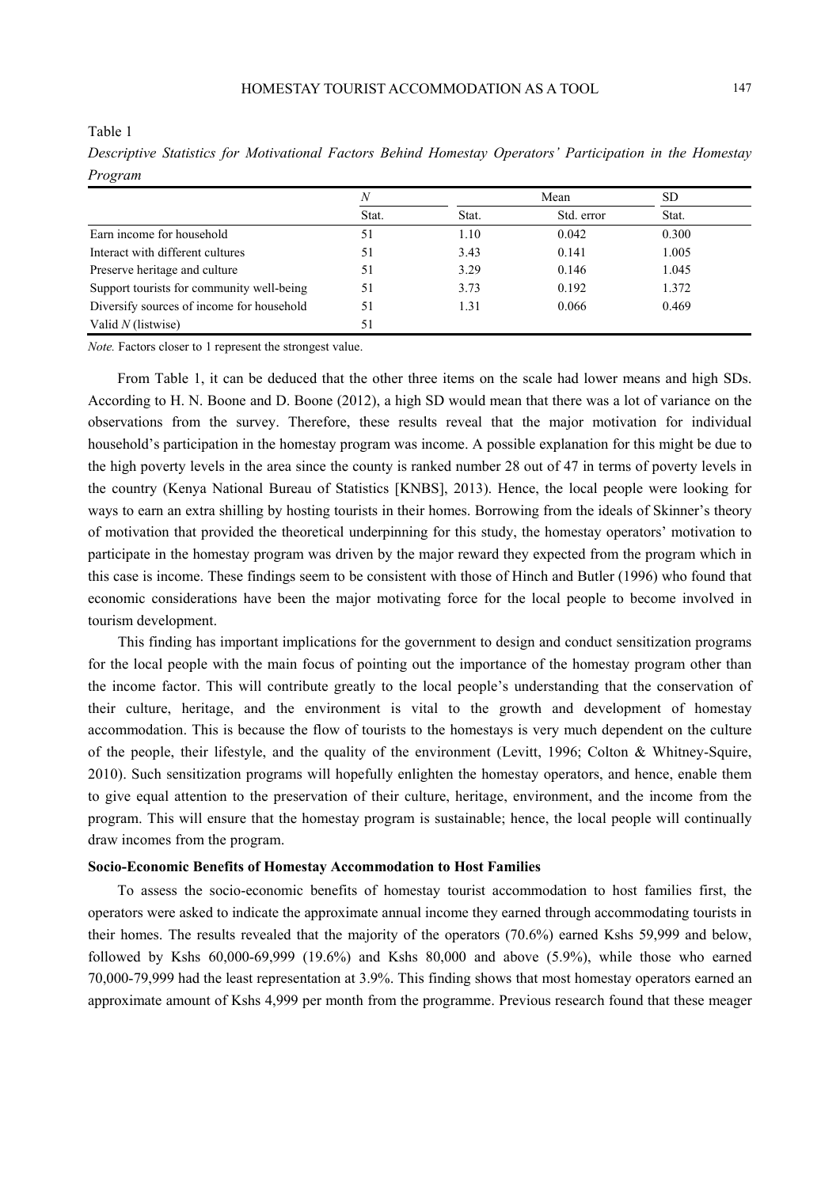Table 1

*Descriptive Statistics for Motivational Factors Behind Homestay Operators' Participation in the Homestay Program*

| | *N* | Mean | | SD |
|---|---|---|---|---|
| | Stat. | Stat. | Std. error | Stat. |
| Earn income for household | 51 | 1.10 | 0.042 | 0.300 |
| Interact with different cultures | 51 | 3.43 | 0.141 | 1.005 |
| Preserve heritage and culture | 51 | 3.29 | 0.146 | 1.045 |
| Support tourists for community well-being | 51 | 3.73 | 0.192 | 1.372 |
| Diversify sources of income for household | 51 | 1.31 | 0.066 | 0.469 |
| Valid *N* (listwise) | 51 | | | |

*Note.* Factors closer to 1 represent the strongest value.

From Table 1, it can be deduced that the other three items on the scale had lower means and high SDs. According to H. N. Boone and D. Boone (2012), a high SD would mean that there was a lot of variance on the observations from the survey. Therefore, these results reveal that the major motivation for individual household's participation in the homestay program was income. A possible explanation for this might be due to the high poverty levels in the area since the county is ranked number 28 out of 47 in terms of poverty levels in the country (Kenya National Bureau of Statistics [KNBS], 2013). Hence, the local people were looking for ways to earn an extra shilling by hosting tourists in their homes. Borrowing from the ideals of Skinner's theory of motivation that provided the theoretical underpinning for this study, the homestay operators' motivation to participate in the homestay program was driven by the major reward they expected from the program which in this case is income. These findings seem to be consistent with those of Hinch and Butler (1996) who found that economic considerations have been the major motivating force for the local people to become involved in tourism development.

This finding has important implications for the government to design and conduct sensitization programs for the local people with the main focus of pointing out the importance of the homestay program other than the income factor. This will contribute greatly to the local people's understanding that the conservation of their culture, heritage, and the environment is vital to the growth and development of homestay accommodation. This is because the flow of tourists to the homestays is very much dependent on the culture of the people, their lifestyle, and the quality of the environment (Levitt, 1996; Colton & Whitney-Squire, 2010). Such sensitization programs will hopefully enlighten the homestay operators, and hence, enable them to give equal attention to the preservation of their culture, heritage, environment, and the income from the program. This will ensure that the homestay program is sustainable; hence, the local people will continually draw incomes from the program.

### Socio-Economic Benefits of Homestay Accommodation to Host Families

To assess the socio-economic benefits of homestay tourist accommodation to host families first, the operators were asked to indicate the approximate annual income they earned through accommodating tourists in their homes. The results revealed that the majority of the operators (70.6%) earned Kshs 59,999 and below, followed by Kshs 60,000-69,999 (19.6%) and Kshs 80,000 and above (5.9%), while those who earned 70,000-79,999 had the least representation at 3.9%. This finding shows that most homestay operators earned an approximate amount of Kshs 4,999 per month from the programme. Previous research found that these meager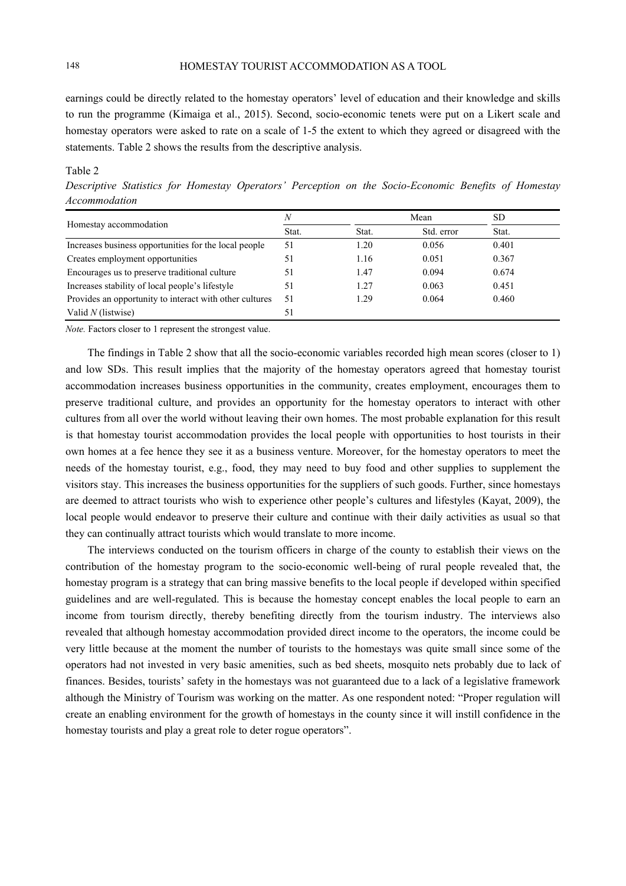earnings could be directly related to the homestay operators' level of education and their knowledge and skills to run the programme (Kimaiga et al., 2015). Second, socio-economic tenets were put on a Likert scale and homestay operators were asked to rate on a scale of 1-5 the extent to which they agreed or disagreed with the statements. Table 2 shows the results from the descriptive analysis.

Table 2

*Descriptive Statistics for Homestay Operators' Perception on the Socio-Economic Benefits of Homestay Accommodation*

| Homestay accommodation | *N* | Mean | | SD |
|---|---|---|---|---|
| | Stat. | Stat. | Std. error | Stat. |
| Increases business opportunities for the local people | 51 | 1.20 | 0.056 | 0.401 |
| Creates employment opportunities | 51 | 1.16 | 0.051 | 0.367 |
| Encourages us to preserve traditional culture | 51 | 1.47 | 0.094 | 0.674 |
| Increases stability of local people's lifestyle | 51 | 1.27 | 0.063 | 0.451 |
| Provides an opportunity to interact with other cultures | 51 | 1.29 | 0.064 | 0.460 |
| Valid *N* (listwise) | 51 | | | |

*Note.* Factors closer to 1 represent the strongest value.

The findings in Table 2 show that all the socio-economic variables recorded high mean scores (closer to 1) and low SDs. This result implies that the majority of the homestay operators agreed that homestay tourist accommodation increases business opportunities in the community, creates employment, encourages them to preserve traditional culture, and provides an opportunity for the homestay operators to interact with other cultures from all over the world without leaving their own homes. The most probable explanation for this result is that homestay tourist accommodation provides the local people with opportunities to host tourists in their own homes at a fee hence they see it as a business venture. Moreover, for the homestay operators to meet the needs of the homestay tourist, e.g., food, they may need to buy food and other supplies to supplement the visitors stay. This increases the business opportunities for the suppliers of such goods. Further, since homestays are deemed to attract tourists who wish to experience other people's cultures and lifestyles (Kayat, 2009), the local people would endeavor to preserve their culture and continue with their daily activities as usual so that they can continually attract tourists which would translate to more income.

The interviews conducted on the tourism officers in charge of the county to establish their views on the contribution of the homestay program to the socio-economic well-being of rural people revealed that, the homestay program is a strategy that can bring massive benefits to the local people if developed within specified guidelines and are well-regulated. This is because the homestay concept enables the local people to earn an income from tourism directly, thereby benefiting directly from the tourism industry. The interviews also revealed that although homestay accommodation provided direct income to the operators, the income could be very little because at the moment the number of tourists to the homestays was quite small since some of the operators had not invested in very basic amenities, such as bed sheets, mosquito nets probably due to lack of finances. Besides, tourists' safety in the homestays was not guaranteed due to a lack of a legislative framework although the Ministry of Tourism was working on the matter. As one respondent noted: "Proper regulation will create an enabling environment for the growth of homestays in the county since it will instill confidence in the homestay tourists and play a great role to deter rogue operators".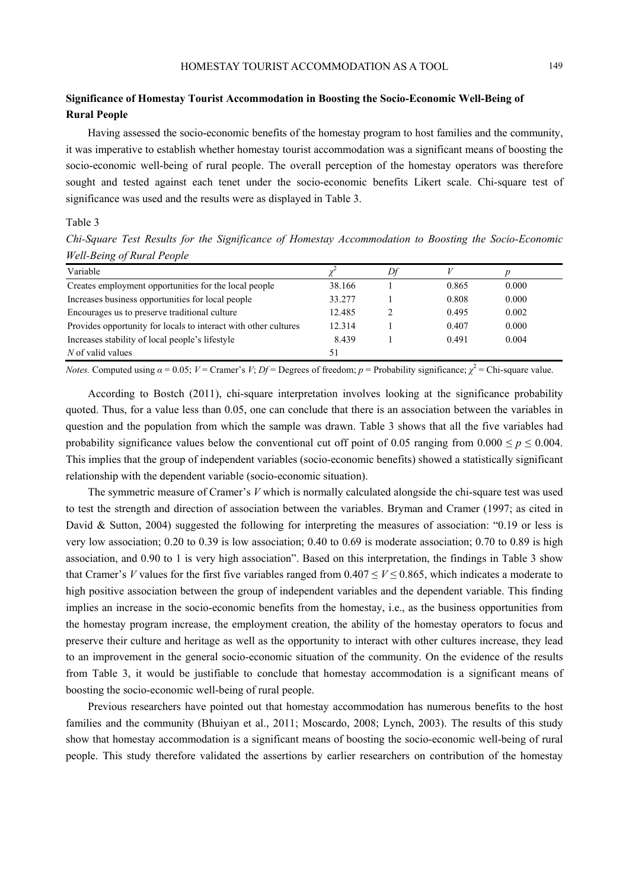**Significance of Homestay Tourist Accommodation in Boosting the Socio-Economic Well-Being of Rural People**

Having assessed the socio-economic benefits of the homestay program to host families and the community, it was imperative to establish whether homestay tourist accommodation was a significant means of boosting the socio-economic well-being of rural people. The overall perception of the homestay operators was therefore sought and tested against each tenet under the socio-economic benefits Likert scale. Chi-square test of significance was used and the results were as displayed in Table 3.

Table 3

*Chi-Square Test Results for the Significance of Homestay Accommodation to Boosting the Socio-Economic Well-Being of Rural People*

| Variable | $\chi^2$ | *Df* | *V* | *p* |
|---|---|---|---|---|
| Creates employment opportunities for the local people | 38.166 | 1 | 0.865 | 0.000 |
| Increases business opportunities for local people | 33.277 | 1 | 0.808 | 0.000 |
| Encourages us to preserve traditional culture | 12.485 | 2 | 0.495 | 0.002 |
| Provides opportunity for locals to interact with other cultures | 12.314 | 1 | 0.407 | 0.000 |
| Increases stability of local people's lifestyle | 8.439 | 1 | 0.491 | 0.004 |
| *N* of valid values | 51 | | | |

*Notes.* Computed using $\alpha = 0.05$; $V$ = Cramer's $V$; $Df$ = Degrees of freedom; $p$ = Probability significance; $\chi^2$ = Chi-square value.

According to Bostch (2011), chi-square interpretation involves looking at the significance probability quoted. Thus, for a value less than 0.05, one can conclude that there is an association between the variables in question and the population from which the sample was drawn. Table 3 shows that all the five variables had probability significance values below the conventional cut off point of 0.05 ranging from $0.000 \leq p \leq 0.004$. This implies that the group of independent variables (socio-economic benefits) showed a statistically significant relationship with the dependent variable (socio-economic situation).

The symmetric measure of Cramer's $V$ which is normally calculated alongside the chi-square test was used to test the strength and direction of association between the variables. Bryman and Cramer (1997; as cited in David & Sutton, 2004) suggested the following for interpreting the measures of association: "0.19 or less is very low association; 0.20 to 0.39 is low association; 0.40 to 0.69 is moderate association; 0.70 to 0.89 is high association, and 0.90 to 1 is very high association". Based on this interpretation, the findings in Table 3 show that Cramer's $V$ values for the first five variables ranged from $0.407 \leq V \leq 0.865$, which indicates a moderate to high positive association between the group of independent variables and the dependent variable. This finding implies an increase in the socio-economic benefits from the homestay, i.e., as the business opportunities from the homestay program increase, the employment creation, the ability of the homestay operators to focus and preserve their culture and heritage as well as the opportunity to interact with other cultures increase, they lead to an improvement in the general socio-economic situation of the community. On the evidence of the results from Table 3, it would be justifiable to conclude that homestay accommodation is a significant means of boosting the socio-economic well-being of rural people.

Previous researchers have pointed out that homestay accommodation has numerous benefits to the host families and the community (Bhuiyan et al., 2011; Moscardo, 2008; Lynch, 2003). The results of this study show that homestay accommodation is a significant means of boosting the socio-economic well-being of rural people. This study therefore validated the assertions by earlier researchers on contribution of the homestay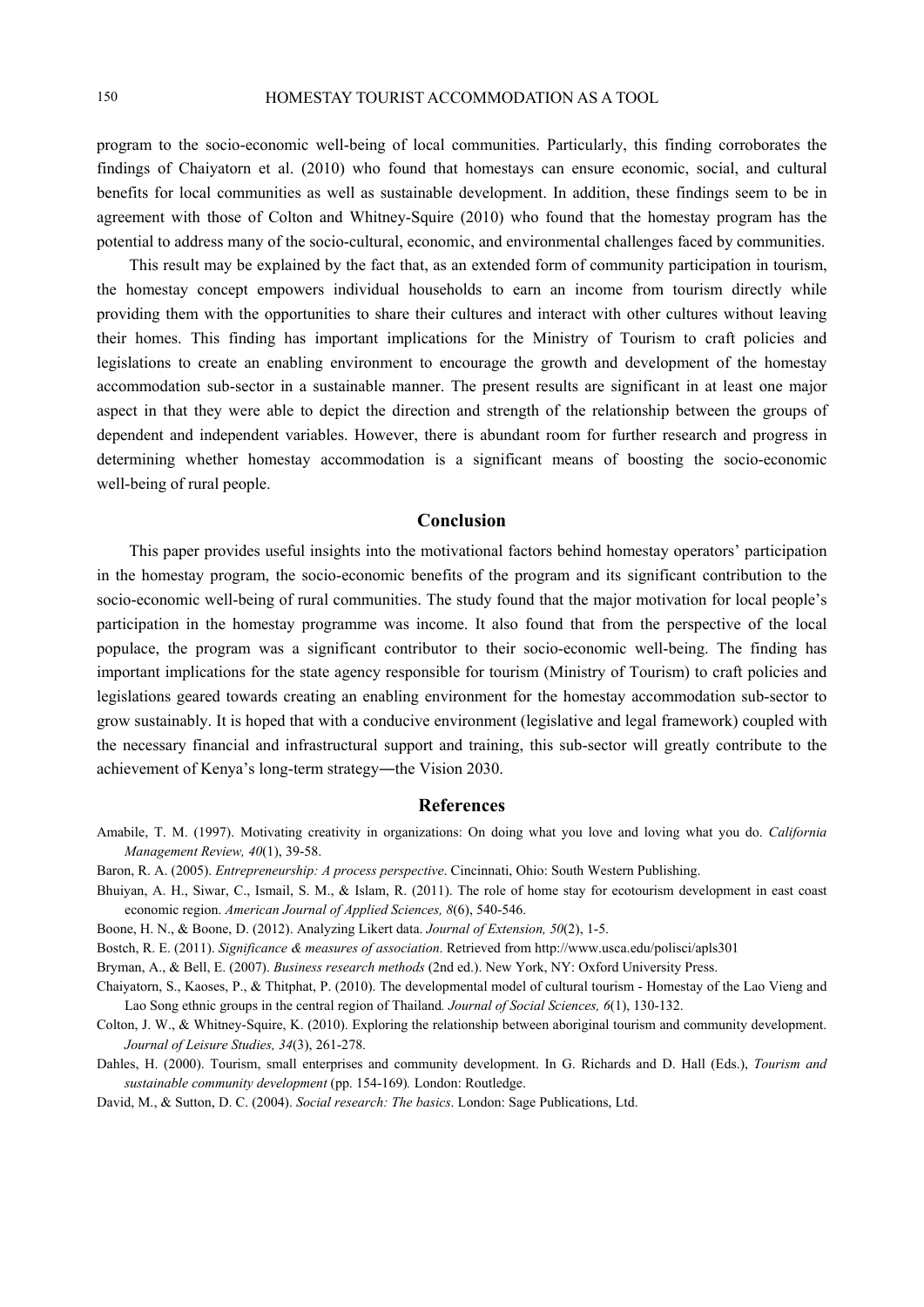program to the socio-economic well-being of local communities. Particularly, this finding corroborates the findings of Chaiyatorn et al. (2010) who found that homestays can ensure economic, social, and cultural benefits for local communities as well as sustainable development. In addition, these findings seem to be in agreement with those of Colton and Whitney-Squire (2010) who found that the homestay program has the potential to address many of the socio-cultural, economic, and environmental challenges faced by communities.

This result may be explained by the fact that, as an extended form of community participation in tourism, the homestay concept empowers individual households to earn an income from tourism directly while providing them with the opportunities to share their cultures and interact with other cultures without leaving their homes. This finding has important implications for the Ministry of Tourism to craft policies and legislations to create an enabling environment to encourage the growth and development of the homestay accommodation sub-sector in a sustainable manner. The present results are significant in at least one major aspect in that they were able to depict the direction and strength of the relationship between the groups of dependent and independent variables. However, there is abundant room for further research and progress in determining whether homestay accommodation is a significant means of boosting the socio-economic well-being of rural people.

## Conclusion

This paper provides useful insights into the motivational factors behind homestay operators' participation in the homestay program, the socio-economic benefits of the program and its significant contribution to the socio-economic well-being of rural communities. The study found that the major motivation for local people's participation in the homestay programme was income. It also found that from the perspective of the local populace, the program was a significant contributor to their socio-economic well-being. The finding has important implications for the state agency responsible for tourism (Ministry of Tourism) to craft policies and legislations geared towards creating an enabling environment for the homestay accommodation sub-sector to grow sustainably. It is hoped that with a conducive environment (legislative and legal framework) coupled with the necessary financial and infrastructural support and training, this sub-sector will greatly contribute to the achievement of Kenya's long-term strategy―the Vision 2030.

## References

Amabile, T. M. (1997). Motivating creativity in organizations: On doing what you love and loving what you do. *California Management Review, 40*(1), 39-58.

Baron, R. A. (2005). *Entrepreneurship: A process perspective*. Cincinnati, Ohio: South Western Publishing.

Bhuiyan, A. H., Siwar, C., Ismail, S. M., & Islam, R. (2011). The role of home stay for ecotourism development in east coast economic region. *American Journal of Applied Sciences, 8*(6), 540-546.

Boone, H. N., & Boone, D. (2012). Analyzing Likert data. *Journal of Extension, 50*(2), 1-5.

Bostch, R. E. (2011). *Significance & measures of association*. Retrieved from http://www.usca.edu/polisci/apls301

Bryman, A., & Bell, E. (2007). *Business research methods* (2nd ed.). New York, NY: Oxford University Press.

Chaiyatorn, S., Kaoses, P., & Thitphat, P. (2010). The developmental model of cultural tourism - Homestay of the Lao Vieng and Lao Song ethnic groups in the central region of Thailand. *Journal of Social Sciences, 6*(1), 130-132.

Colton, J. W., & Whitney-Squire, K. (2010). Exploring the relationship between aboriginal tourism and community development. *Journal of Leisure Studies, 34*(3), 261-278.

Dahles, H. (2000). Tourism, small enterprises and community development. In G. Richards and D. Hall (Eds.), *Tourism and sustainable community development* (pp. 154-169). London: Routledge.

David, M., & Sutton, D. C. (2004). *Social research: The basics*. London: Sage Publications, Ltd.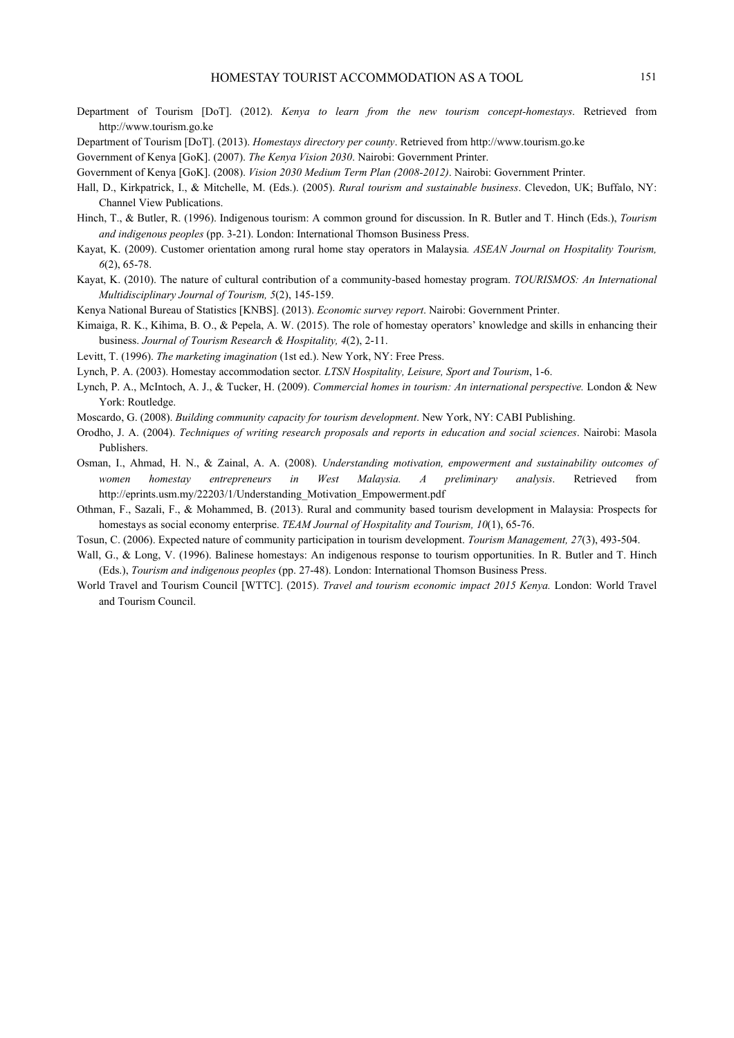Department of Tourism [DoT]. (2012). *Kenya to learn from the new tourism concept-homestays*. Retrieved from http://www.tourism.go.ke

Department of Tourism [DoT]. (2013). *Homestays directory per county*. Retrieved from http://www.tourism.go.ke

Government of Kenya [GoK]. (2007). *The Kenya Vision 2030*. Nairobi: Government Printer.

Government of Kenya [GoK]. (2008). *Vision 2030 Medium Term Plan (2008-2012)*. Nairobi: Government Printer.

Hall, D., Kirkpatrick, I., & Mitchelle, M. (Eds.). (2005). *Rural tourism and sustainable business*. Clevedon, UK; Buffalo, NY: Channel View Publications.

Hinch, T., & Butler, R. (1996). Indigenous tourism: A common ground for discussion. In R. Butler and T. Hinch (Eds.), *Tourism and indigenous peoples* (pp. 3-21). London: International Thomson Business Press.

Kayat, K. (2009). Customer orientation among rural home stay operators in Malaysia. *ASEAN Journal on Hospitality Tourism, 6*(2), 65-78.

Kayat, K. (2010). The nature of cultural contribution of a community-based homestay program. *TOURISMOS: An International Multidisciplinary Journal of Tourism, 5*(2), 145-159.

Kenya National Bureau of Statistics [KNBS]. (2013). *Economic survey report*. Nairobi: Government Printer.

Kimaiga, R. K., Kihima, B. O., & Pepela, A. W. (2015). The role of homestay operators' knowledge and skills in enhancing their business. *Journal of Tourism Research & Hospitality, 4*(2), 2-11.

Levitt, T. (1996). *The marketing imagination* (1st ed.). New York, NY: Free Press.

Lynch, P. A. (2003). Homestay accommodation sector. *LTSN Hospitality, Leisure, Sport and Tourism*, 1-6.

Lynch, P. A., McIntoch, A. J., & Tucker, H. (2009). *Commercial homes in tourism: An international perspective.* London & New York: Routledge.

Moscardo, G. (2008). *Building community capacity for tourism development*. New York, NY: CABI Publishing.

Orodho, J. A. (2004). *Techniques of writing research proposals and reports in education and social sciences*. Nairobi: Masola Publishers.

Osman, I., Ahmad, H. N., & Zainal, A. A. (2008). *Understanding motivation, empowerment and sustainability outcomes of women homestay entrepreneurs in West Malaysia. A preliminary analysis*. Retrieved from http://eprints.usm.my/22203/1/Understanding_Motivation_Empowerment.pdf

Othman, F., Sazali, F., & Mohammed, B. (2013). Rural and community based tourism development in Malaysia: Prospects for homestays as social economy enterprise. *TEAM Journal of Hospitality and Tourism, 10*(1), 65-76.

Tosun, C. (2006). Expected nature of community participation in tourism development. *Tourism Management, 27*(3), 493-504.

Wall, G., & Long, V. (1996). Balinese homestays: An indigenous response to tourism opportunities. In R. Butler and T. Hinch (Eds.), *Tourism and indigenous peoples* (pp. 27-48). London: International Thomson Business Press.

World Travel and Tourism Council [WTTC]. (2015). *Travel and tourism economic impact 2015 Kenya.* London: World Travel and Tourism Council.